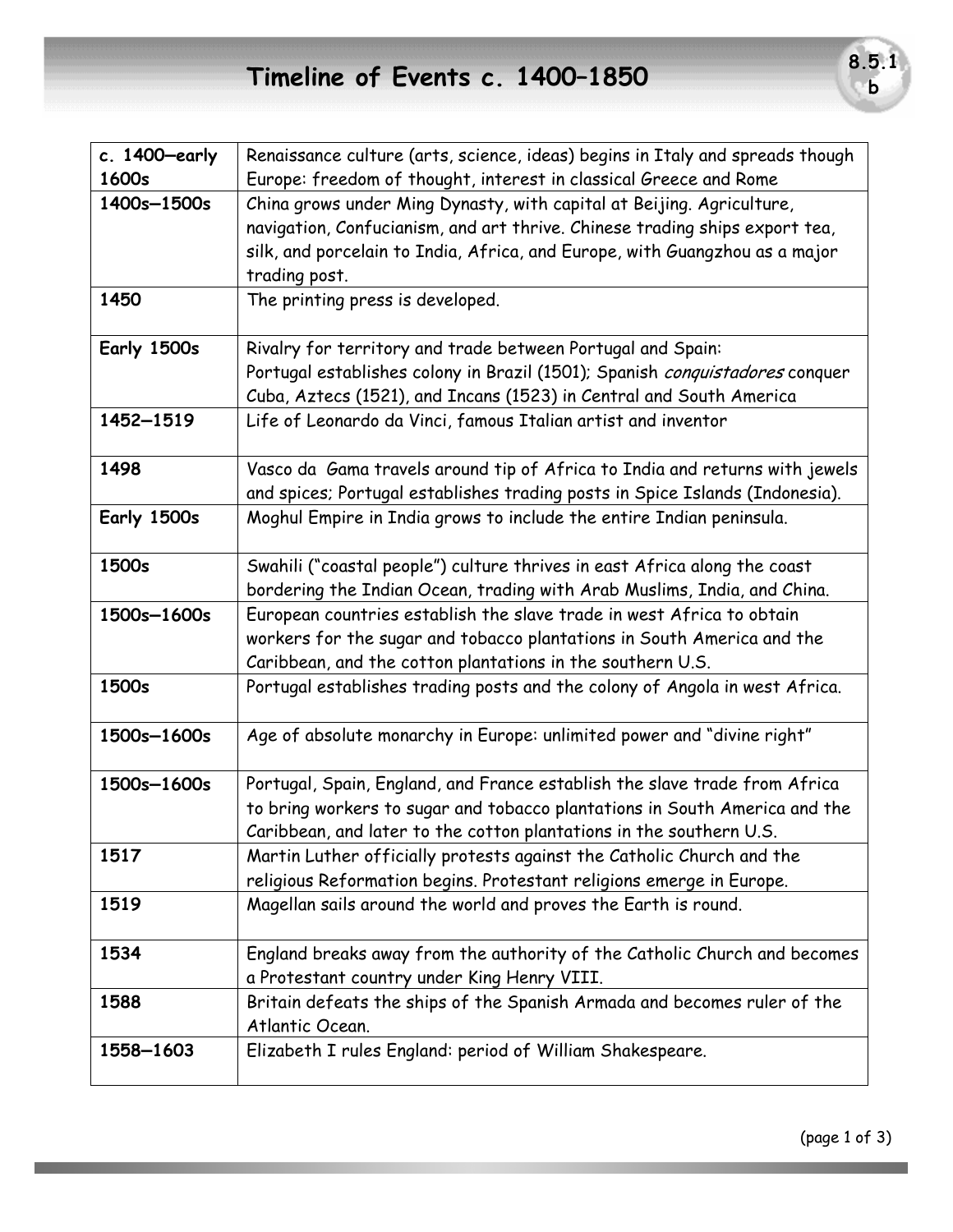# Timeline of Events c. 1400–1850

| | |
|---|---|
| **c. 1400—early 1600s** | Renaissance culture (arts, science, ideas) begins in Italy and spreads though Europe: freedom of thought, interest in classical Greece and Rome |
| **1400s—1500s** | China grows under Ming Dynasty, with capital at Beijing. Agriculture, navigation, Confucianism, and art thrive. Chinese trading ships export tea, silk, and porcelain to India, Africa, and Europe, with Guangzhou as a major trading post. |
| **1450** | The printing press is developed. |
| **Early 1500s** | Rivalry for territory and trade between Portugal and Spain: Portugal establishes colony in Brazil (1501); Spanish *conquistadores* conquer Cuba, Aztecs (1521), and Incans (1523) in Central and South America |
| **1452—1519** | Life of Leonardo da Vinci, famous Italian artist and inventor |
| **1498** | Vasco da Gama travels around tip of Africa to India and returns with jewels and spices; Portugal establishes trading posts in Spice Islands (Indonesia). |
| **Early 1500s** | Moghul Empire in India grows to include the entire Indian peninsula. |
| **1500s** | Swahili ("coastal people") culture thrives in east Africa along the coast bordering the Indian Ocean, trading with Arab Muslims, India, and China. |
| **1500s—1600s** | European countries establish the slave trade in west Africa to obtain workers for the sugar and tobacco plantations in South America and the Caribbean, and the cotton plantations in the southern U.S. |
| **1500s** | Portugal establishes trading posts and the colony of Angola in west Africa. |
| **1500s—1600s** | Age of absolute monarchy in Europe: unlimited power and "divine right" |
| **1500s—1600s** | Portugal, Spain, England, and France establish the slave trade from Africa to bring workers to sugar and tobacco plantations in South America and the Caribbean, and later to the cotton plantations in the southern U.S. |
| **1517** | Martin Luther officially protests against the Catholic Church and the religious Reformation begins. Protestant religions emerge in Europe. |
| **1519** | Magellan sails around the world and proves the Earth is round. |
| **1534** | England breaks away from the authority of the Catholic Church and becomes a Protestant country under King Henry VIII. |
| **1588** | Britain defeats the ships of the Spanish Armada and becomes ruler of the Atlantic Ocean. |
| **1558—1603** | Elizabeth I rules England: period of William Shakespeare. |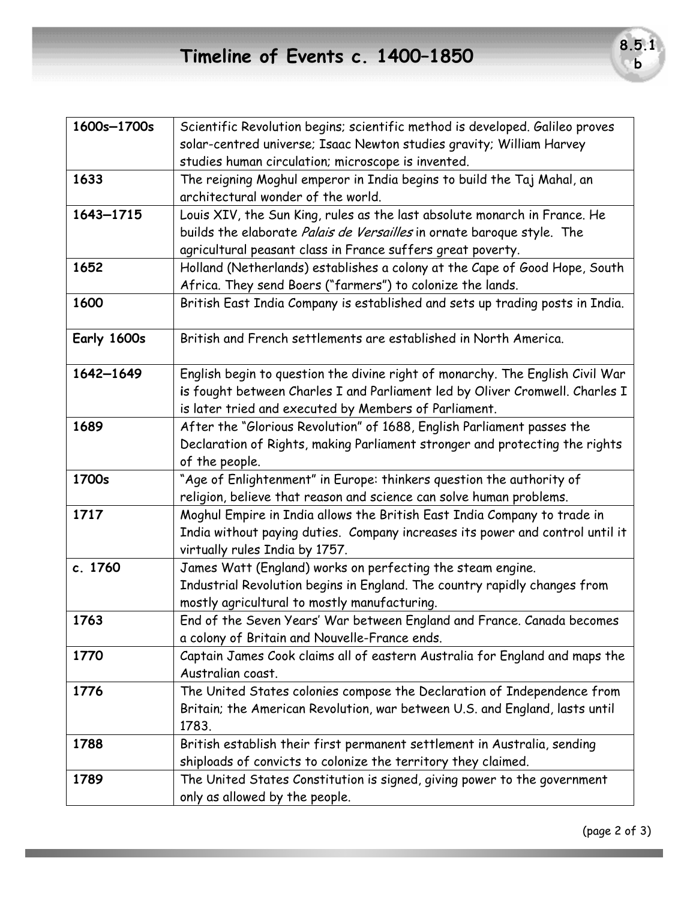# Timeline of Events c. 1400–1850

| | |
|---|---|
| **1600s—1700s** | Scientific Revolution begins; scientific method is developed. Galileo proves solar-centred universe; Isaac Newton studies gravity; William Harvey studies human circulation; microscope is invented. |
| **1633** | The reigning Moghul emperor in India begins to build the Taj Mahal, an architectural wonder of the world. |
| **1643—1715** | Louis XIV, the Sun King, rules as the last absolute monarch in France. He builds the elaborate *Palais de Versailles* in ornate baroque style. The agricultural peasant class in France suffers great poverty. |
| **1652** | Holland (Netherlands) establishes a colony at the Cape of Good Hope, South Africa. They send Boers ("farmers") to colonize the lands. |
| **1600** | British East India Company is established and sets up trading posts in India. |
| **Early 1600s** | British and French settlements are established in North America. |
| **1642—1649** | English begin to question the divine right of monarchy. The English Civil War is fought between Charles I and Parliament led by Oliver Cromwell. Charles I is later tried and executed by Members of Parliament. |
| **1689** | After the "Glorious Revolution" of 1688, English Parliament passes the Declaration of Rights, making Parliament stronger and protecting the rights of the people. |
| **1700s** | "Age of Enlightenment" in Europe: thinkers question the authority of religion, believe that reason and science can solve human problems. |
| **1717** | Moghul Empire in India allows the British East India Company to trade in India without paying duties. Company increases its power and control until it virtually rules India by 1757. |
| **c. 1760** | James Watt (England) works on perfecting the steam engine. Industrial Revolution begins in England. The country rapidly changes from mostly agricultural to mostly manufacturing. |
| **1763** | End of the Seven Years' War between England and France. Canada becomes a colony of Britain and Nouvelle-France ends. |
| **1770** | Captain James Cook claims all of eastern Australia for England and maps the Australian coast. |
| **1776** | The United States colonies compose the Declaration of Independence from Britain; the American Revolution, war between U.S. and England, lasts until 1783. |
| **1788** | British establish their first permanent settlement in Australia, sending shiploads of convicts to colonize the territory they claimed. |
| **1789** | The United States Constitution is signed, giving power to the government only as allowed by the people. |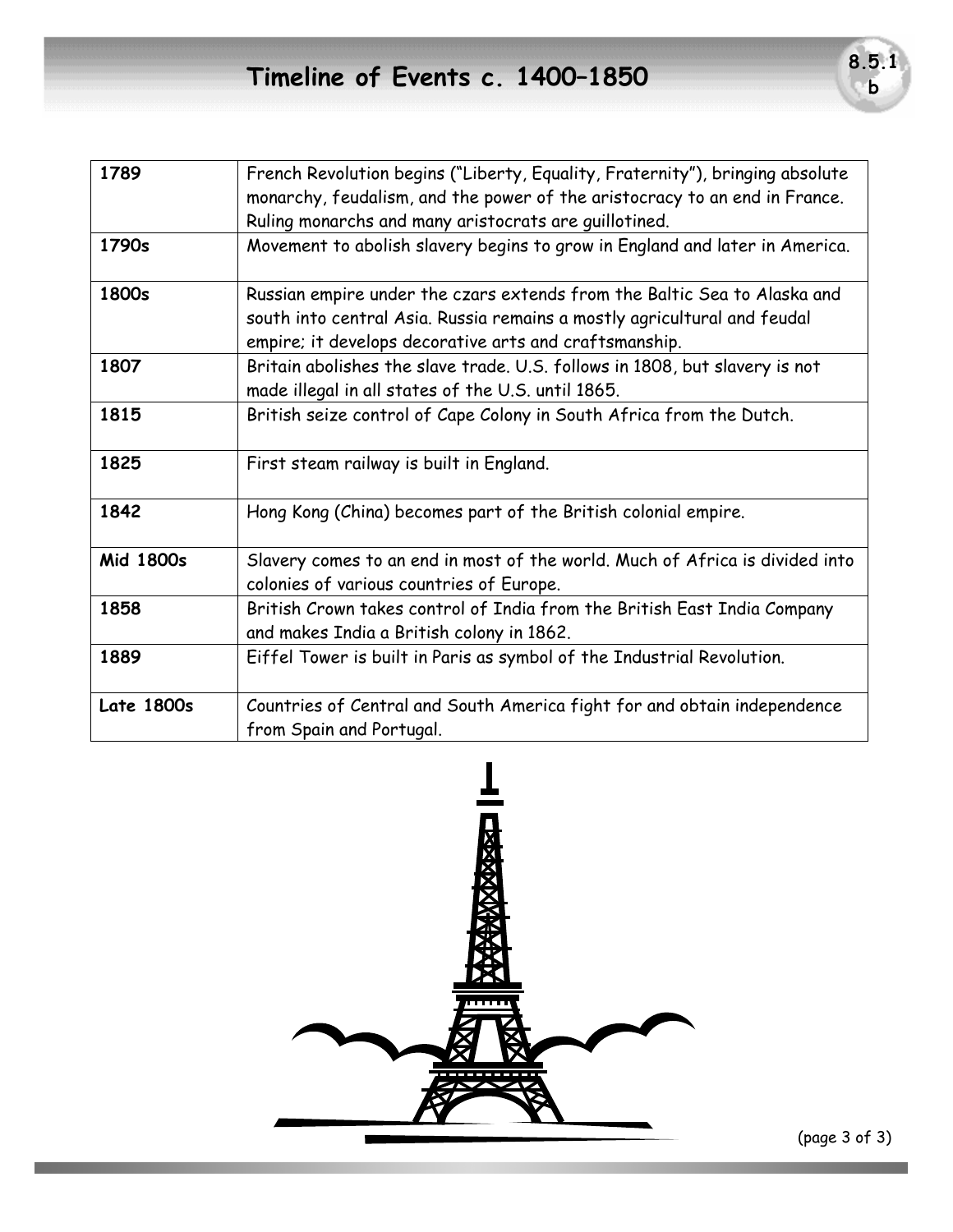# Timeline of Events c. 1400–1850

| | |
|---|---|
| **1789** | French Revolution begins ("Liberty, Equality, Fraternity"), bringing absolute monarchy, feudalism, and the power of the aristocracy to an end in France. Ruling monarchs and many aristocrats are guillotined. |
| **1790s** | Movement to abolish slavery begins to grow in England and later in America. |
| **1800s** | Russian empire under the czars extends from the Baltic Sea to Alaska and south into central Asia. Russia remains a mostly agricultural and feudal empire; it develops decorative arts and craftsmanship. |
| **1807** | Britain abolishes the slave trade. U.S. follows in 1808, but slavery is not made illegal in all states of the U.S. until 1865. |
| **1815** | British seize control of Cape Colony in South Africa from the Dutch. |
| **1825** | First steam railway is built in England. |
| **1842** | Hong Kong (China) becomes part of the British colonial empire. |
| **Mid 1800s** | Slavery comes to an end in most of the world. Much of Africa is divided into colonies of various countries of Europe. |
| **1858** | British Crown takes control of India from the British East India Company and makes India a British colony in 1862. |
| **1889** | Eiffel Tower is built in Paris as symbol of the Industrial Revolution. |
| **Late 1800s** | Countries of Central and South America fight for and obtain independence from Spain and Portugal. |